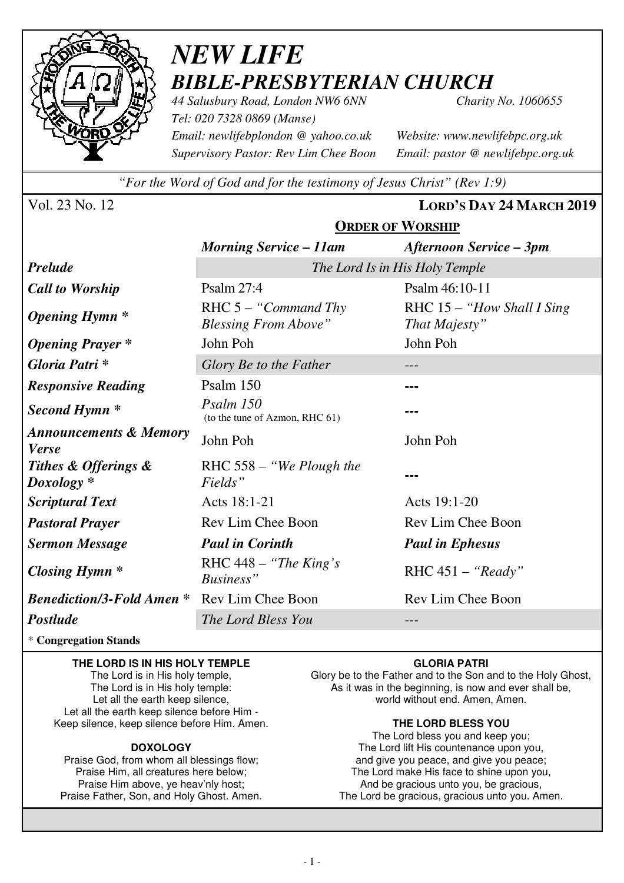# *NEW LIFE*
## *BIBLE-PRESBYTERIAN CHURCH*

*44 Salusbury Road, London NW6 6NN* *Charity No. 1060655*
*Tel: 020 7328 0869 (Manse)*
*Email: newlifebplondon @ yahoo.co.uk* *Website: www.newlifebpc.org.uk*
*Supervisory Pastor: Rev Lim Chee Boon* *Email: pastor @ newlifebpc.org.uk*

*"For the Word of God and for the testimony of Jesus Christ" (Rev 1:9)*

Vol. 23 No. 12 **LORD'S DAY 24 MARCH 2019**

**ORDER OF WORSHIP**

| | ***Morning Service – 11am*** | ***Afternoon Service – 3pm*** |
|---|---|---|
| ***Prelude*** | *The Lord Is in His Holy Temple* | |
| ***Call to Worship*** | Psalm 27:4 | Psalm 46:10-11 |
| ***Opening Hymn **** | RHC 5 – *"Command Thy Blessing From Above"* | RHC 15 – *"How Shall I Sing That Majesty"* |
| ***Opening Prayer **** | John Poh | John Poh |
| ***Gloria Patri **** | *Glory Be to the Father* | --- |
| ***Responsive Reading*** | Psalm 150 | --- |
| ***Second Hymn **** | *Psalm 150* (to the tune of Azmon, RHC 61) | --- |
| ***Announcements & Memory Verse*** | John Poh | John Poh |
| ***Tithes & Offerings & Doxology **** | RHC 558 – *"We Plough the Fields"* | --- |
| ***Scriptural Text*** | Acts 18:1-21 | Acts 19:1-20 |
| ***Pastoral Prayer*** | Rev Lim Chee Boon | Rev Lim Chee Boon |
| ***Sermon Message*** | ***Paul in Corinth*** | ***Paul in Ephesus*** |
| ***Closing Hymn **** | RHC 448 – *"The King's Business"* | RHC 451 – *"Ready"* |
| ***Benediction/3-Fold Amen **** | Rev Lim Chee Boon | Rev Lim Chee Boon |
| ***Postlude*** | *The Lord Bless You* | --- |

* **Congregation Stands**

**THE LORD IS IN HIS HOLY TEMPLE**

The Lord is in His holy temple,
The Lord is in His holy temple:
Let all the earth keep silence,
Let all the earth keep silence before Him -
Keep silence, keep silence before Him. Amen.

**DOXOLOGY**

Praise God, from whom all blessings flow;
Praise Him, all creatures here below;
Praise Him above, ye heav'nly host;
Praise Father, Son, and Holy Ghost. Amen.

**GLORIA PATRI**

Glory be to the Father and to the Son and to the Holy Ghost,
As it was in the beginning, is now and ever shall be,
world without end. Amen, Amen.

**THE LORD BLESS YOU**

The Lord bless you and keep you;
The Lord lift His countenance upon you,
and give you peace, and give you peace;
The Lord make His face to shine upon you,
And be gracious unto you, be gracious,
The Lord be gracious, gracious unto you. Amen.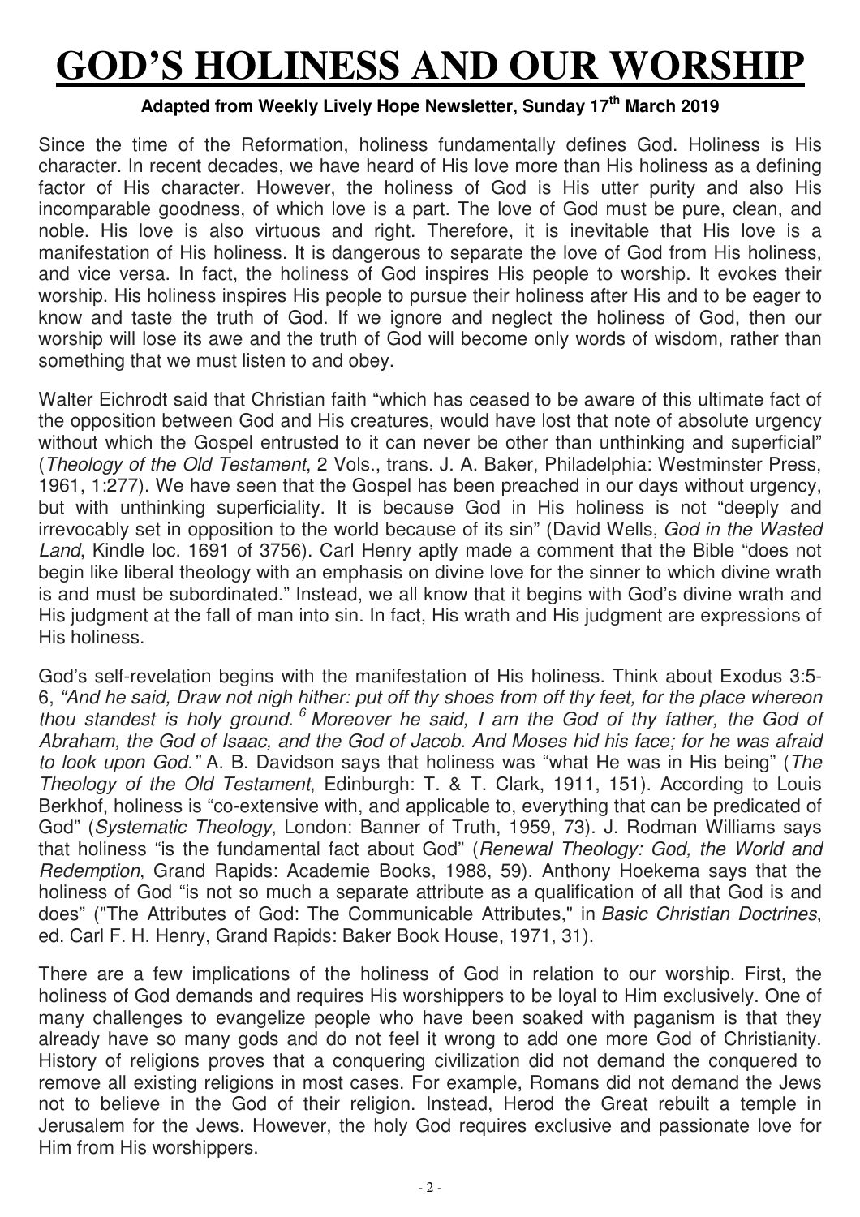# GOD'S HOLINESS AND OUR WORSHIP

**Adapted from Weekly Lively Hope Newsletter, Sunday 17th March 2019**

Since the time of the Reformation, holiness fundamentally defines God. Holiness is His character. In recent decades, we have heard of His love more than His holiness as a defining factor of His character. However, the holiness of God is His utter purity and also His incomparable goodness, of which love is a part. The love of God must be pure, clean, and noble. His love is also virtuous and right. Therefore, it is inevitable that His love is a manifestation of His holiness. It is dangerous to separate the love of God from His holiness, and vice versa. In fact, the holiness of God inspires His people to worship. It evokes their worship. His holiness inspires His people to pursue their holiness after His and to be eager to know and taste the truth of God. If we ignore and neglect the holiness of God, then our worship will lose its awe and the truth of God will become only words of wisdom, rather than something that we must listen to and obey.

Walter Eichrodt said that Christian faith "which has ceased to be aware of this ultimate fact of the opposition between God and His creatures, would have lost that note of absolute urgency without which the Gospel entrusted to it can never be other than unthinking and superficial" (*Theology of the Old Testament*, 2 Vols., trans. J. A. Baker, Philadelphia: Westminster Press, 1961, 1:277). We have seen that the Gospel has been preached in our days without urgency, but with unthinking superficiality. It is because God in His holiness is not "deeply and irrevocably set in opposition to the world because of its sin" (David Wells, *God in the Wasted Land*, Kindle loc. 1691 of 3756). Carl Henry aptly made a comment that the Bible "does not begin like liberal theology with an emphasis on divine love for the sinner to which divine wrath is and must be subordinated." Instead, we all know that it begins with God's divine wrath and His judgment at the fall of man into sin. In fact, His wrath and His judgment are expressions of His holiness.

God's self-revelation begins with the manifestation of His holiness. Think about Exodus 3:5-6, *"And he said, Draw not nigh hither: put off thy shoes from off thy feet, for the place whereon thou standest is holy ground. [6] Moreover he said, I am the God of thy father, the God of Abraham, the God of Isaac, and the God of Jacob. And Moses hid his face; for he was afraid to look upon God."* A. B. Davidson says that holiness was "what He was in His being" (*The Theology of the Old Testament*, Edinburgh: T. & T. Clark, 1911, 151). According to Louis Berkhof, holiness is "co-extensive with, and applicable to, everything that can be predicated of God" (*Systematic Theology*, London: Banner of Truth, 1959, 73). J. Rodman Williams says that holiness "is the fundamental fact about God" (*Renewal Theology: God, the World and Redemption*, Grand Rapids: Academie Books, 1988, 59). Anthony Hoekema says that the holiness of God "is not so much a separate attribute as a qualification of all that God is and does" ("The Attributes of God: The Communicable Attributes," in *Basic Christian Doctrines*, ed. Carl F. H. Henry, Grand Rapids: Baker Book House, 1971, 31).

There are a few implications of the holiness of God in relation to our worship. First, the holiness of God demands and requires His worshippers to be loyal to Him exclusively. One of many challenges to evangelize people who have been soaked with paganism is that they already have so many gods and do not feel it wrong to add one more God of Christianity. History of religions proves that a conquering civilization did not demand the conquered to remove all existing religions in most cases. For example, Romans did not demand the Jews not to believe in the God of their religion. Instead, Herod the Great rebuilt a temple in Jerusalem for the Jews. However, the holy God requires exclusive and passionate love for Him from His worshippers.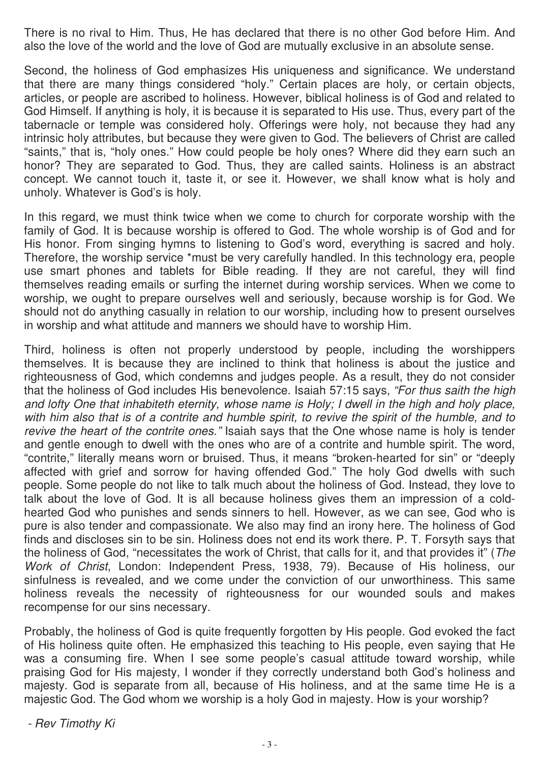There is no rival to Him. Thus, He has declared that there is no other God before Him. And also the love of the world and the love of God are mutually exclusive in an absolute sense.

Second, the holiness of God emphasizes His uniqueness and significance. We understand that there are many things considered "holy." Certain places are holy, or certain objects, articles, or people are ascribed to holiness. However, biblical holiness is of God and related to God Himself. If anything is holy, it is because it is separated to His use. Thus, every part of the tabernacle or temple was considered holy. Offerings were holy, not because they had any intrinsic holy attributes, but because they were given to God. The believers of Christ are called "saints," that is, "holy ones." How could people be holy ones? Where did they earn such an honor? They are separated to God. Thus, they are called saints. Holiness is an abstract concept. We cannot touch it, taste it, or see it. However, we shall know what is holy and unholy. Whatever is God's is holy.

In this regard, we must think twice when we come to church for corporate worship with the family of God. It is because worship is offered to God. The whole worship is of God and for His honor. From singing hymns to listening to God's word, everything is sacred and holy. Therefore, the worship service *must be very carefully handled. In this technology era, people use smart phones and tablets for Bible reading. If they are not careful, they will find themselves reading emails or surfing the internet during worship services. When we come to worship, we ought to prepare ourselves well and seriously, because worship is for God. We should not do anything casually in relation to our worship, including how to present ourselves in worship and what attitude and manners we should have to worship Him.

Third, holiness is often not properly understood by people, including the worshippers themselves. It is because they are inclined to think that holiness is about the justice and righteousness of God, which condemns and judges people. As a result, they do not consider that the holiness of God includes His benevolence. Isaiah 57:15 says, *"For thus saith the high and lofty One that inhabiteth eternity, whose name is Holy; I dwell in the high and holy place, with him also that is of a contrite and humble spirit, to revive the spirit of the humble, and to revive the heart of the contrite ones."* Isaiah says that the One whose name is holy is tender and gentle enough to dwell with the ones who are of a contrite and humble spirit. The word, "contrite," literally means worn or bruised. Thus, it means "broken-hearted for sin" or "deeply affected with grief and sorrow for having offended God." The holy God dwells with such people. Some people do not like to talk much about the holiness of God. Instead, they love to talk about the love of God. It is all because holiness gives them an impression of a cold-hearted God who punishes and sends sinners to hell. However, as we can see, God who is pure is also tender and compassionate. We also may find an irony here. The holiness of God finds and discloses sin to be sin. Holiness does not end its work there. P. T. Forsyth says that the holiness of God, "necessitates the work of Christ, that calls for it, and that provides it" (*The Work of Christ*, London: Independent Press, 1938, 79). Because of His holiness, our sinfulness is revealed, and we come under the conviction of our unworthiness. This same holiness reveals the necessity of righteousness for our wounded souls and makes recompense for our sins necessary.

Probably, the holiness of God is quite frequently forgotten by His people. God evoked the fact of His holiness quite often. He emphasized this teaching to His people, even saying that He was a consuming fire. When I see some people's casual attitude toward worship, while praising God for His majesty, I wonder if they correctly understand both God's holiness and majesty. God is separate from all, because of His holiness, and at the same time He is a majestic God. The God whom we worship is a holy God in majesty. How is your worship?

*- Rev Timothy Ki*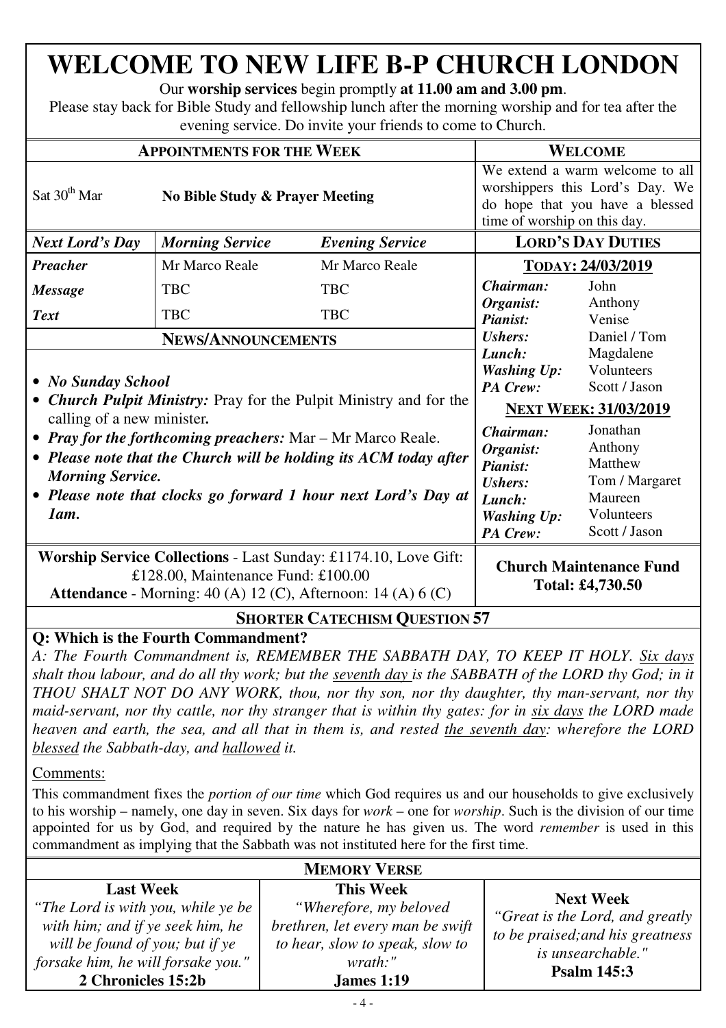# WELCOME TO NEW LIFE B-P CHURCH LONDON

Our **worship services** begin promptly **at 11.00 am and 3.00 pm**.
Please stay back for Bible Study and fellowship lunch after the morning worship and for tea after the evening service. Do invite your friends to come to Church.

## APPOINTMENTS FOR THE WEEK

| | |
|---|---|
| Sat 30th Mar | **No Bible Study & Prayer Meeting** |

| *Next Lord's Day* | *Morning Service* | *Evening Service* |
|---|---|---|
| ***Preacher*** | Mr Marco Reale | Mr Marco Reale |
| ***Message*** | TBC | TBC |
| ***Text*** | TBC | TBC |

## NEWS/ANNOUNCEMENTS

- ***No Sunday School***
- ***Church Pulpit Ministry:*** Pray for the Pulpit Ministry and for the calling of a new minister**.**
- ***Pray for the forthcoming preachers:*** Mar – Mr Marco Reale.
- ***Please note that the Church will be holding its ACM today after Morning Service.***
- ***Please note that clocks go forward 1 hour next Lord's Day at 1am.***

**Worship Service Collections** - Last Sunday: £1174.10, Love Gift: £128.00, Maintenance Fund: £100.00
**Attendance** - Morning: 40 (A) 12 (C), Afternoon: 14 (A) 6 (C)

## WELCOME

We extend a warm welcome to all worshippers this Lord's Day. We do hope that you have a blessed time of worship on this day.

## LORD'S DAY DUTIES

**TODAY: 24/03/2019**

| | |
|---|---|
| ***Chairman:*** | John |
| ***Organist:*** | Anthony |
| ***Pianist:*** | Venise |
| ***Ushers:*** | Daniel / Tom |
| ***Lunch:*** | Magdalene |
| ***Washing Up:*** | Volunteers |
| ***PA Crew:*** | Scott / Jason |

**NEXT WEEK: 31/03/2019**

| | |
|---|---|
| ***Chairman:*** | Jonathan |
| ***Organist:*** | Anthony |
| ***Pianist:*** | Matthew |
| ***Ushers:*** | Tom / Margaret |
| ***Lunch:*** | Maureen |
| ***Washing Up:*** | Volunteers |
| ***PA Crew:*** | Scott / Jason |

**Church Maintenance Fund**
**Total: £4,730.50**

## SHORTER CATECHISM QUESTION 57

**Q: Which is the Fourth Commandment?**

*A: The Fourth Commandment is, REMEMBER THE SABBATH DAY, TO KEEP IT HOLY. Six days shalt thou labour, and do all thy work; but the seventh day is the SABBATH of the LORD thy God; in it THOU SHALT NOT DO ANY WORK, thou, nor thy son, nor thy daughter, thy man-servant, nor thy maid-servant, nor thy cattle, nor thy stranger that is within thy gates: for in six days the LORD made heaven and earth, the sea, and all that in them is, and rested the seventh day: wherefore the LORD blessed the Sabbath-day, and hallowed it.*

Comments:

This commandment fixes the *portion of our time* which God requires us and our households to give exclusively to his worship – namely, one day in seven. Six days for *work* – one for *worship*. Such is the division of our time appointed for us by God, and required by the nature he has given us. The word *remember* is used in this commandment as implying that the Sabbath was not instituted here for the first time.

## MEMORY VERSE

| Last Week | This Week | Next Week |
|---|---|---|
| *"The Lord is with you, while ye be with him; and if ye seek him, he will be found of you; but if ye forsake him, he will forsake you."* **2 Chronicles 15:2b** | *"Wherefore, my beloved brethren, let every man be swift to hear, slow to speak, slow to wrath:"* **James 1:19** | *"Great is the Lord, and greatly to be praised;and his greatness is unsearchable."* **Psalm 145:3** |